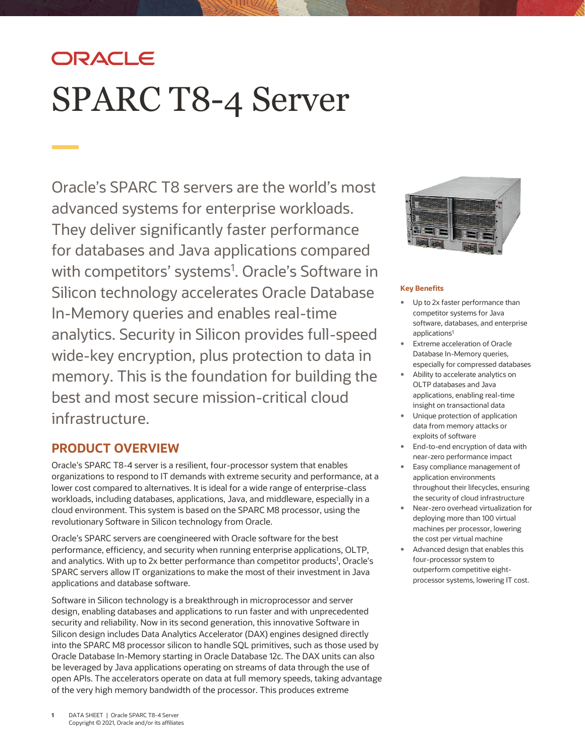ORACLE

# SPARC T8-4 Server

Oracle's SPARC T8 servers are the world's most advanced systems for enterprise workloads. They deliver significantly faster performance for databases and Java applications compared with competitors' systems[1]. Oracle's Software in Silicon technology accelerates Oracle Database In-Memory queries and enables real-time analytics. Security in Silicon provides full-speed wide-key encryption, plus protection to data in memory. This is the foundation for building the best and most secure mission-critical cloud infrastructure.

## PRODUCT OVERVIEW

Oracle's SPARC T8-4 server is a resilient, four-processor system that enables organizations to respond to IT demands with extreme security and performance, at a lower cost compared to alternatives. It is ideal for a wide range of enterprise-class workloads, including databases, applications, Java, and middleware, especially in a cloud environment. This system is based on the SPARC M8 processor, using the revolutionary Software in Silicon technology from Oracle.

Oracle's SPARC servers are coengineered with Oracle software for the best performance, efficiency, and security when running enterprise applications, OLTP, and analytics. With up to 2x better performance than competitor products[1], Oracle's SPARC servers allow IT organizations to make the most of their investment in Java applications and database software.

Software in Silicon technology is a breakthrough in microprocessor and server design, enabling databases and applications to run faster and with unprecedented security and reliability. Now in its second generation, this innovative Software in Silicon design includes Data Analytics Accelerator (DAX) engines designed directly into the SPARC M8 processor silicon to handle SQL primitives, such as those used by Oracle Database In-Memory starting in Oracle Database 12c. The DAX units can also be leveraged by Java applications operating on streams of data through the use of open APIs. The accelerators operate on data at full memory speeds, taking advantage of the very high memory bandwidth of the processor. This produces extreme

**Key Benefits**

- Up to 2x faster performance than competitor systems for Java software, databases, and enterprise applications[1]
- Extreme acceleration of Oracle Database In-Memory queries, especially for compressed databases
- Ability to accelerate analytics on OLTP databases and Java applications, enabling real-time insight on transactional data
- Unique protection of application data from memory attacks or exploits of software
- End-to-end encryption of data with near-zero performance impact
- Easy compliance management of application environments throughout their lifecycles, ensuring the security of cloud infrastructure
- Near-zero overhead virtualization for deploying more than 100 virtual machines per processor, lowering the cost per virtual machine
- Advanced design that enables this four-processor system to outperform competitive eight-processor systems, lowering IT cost.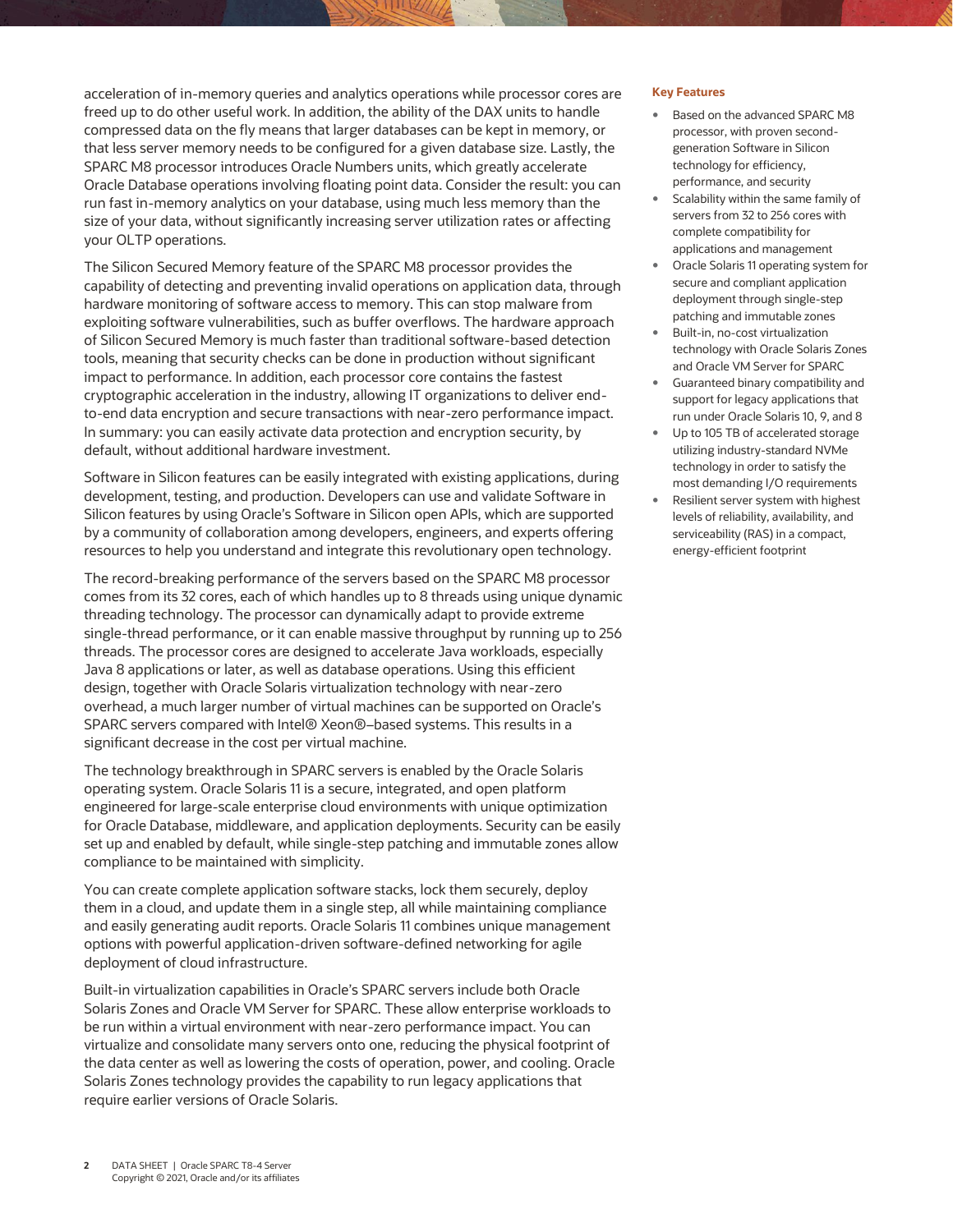acceleration of in-memory queries and analytics operations while processor cores are freed up to do other useful work. In addition, the ability of the DAX units to handle compressed data on the fly means that larger databases can be kept in memory, or that less server memory needs to be configured for a given database size. Lastly, the SPARC M8 processor introduces Oracle Numbers units, which greatly accelerate Oracle Database operations involving floating point data. Consider the result: you can run fast in-memory analytics on your database, using much less memory than the size of your data, without significantly increasing server utilization rates or affecting your OLTP operations.

The Silicon Secured Memory feature of the SPARC M8 processor provides the capability of detecting and preventing invalid operations on application data, through hardware monitoring of software access to memory. This can stop malware from exploiting software vulnerabilities, such as buffer overflows. The hardware approach of Silicon Secured Memory is much faster than traditional software-based detection tools, meaning that security checks can be done in production without significant impact to performance. In addition, each processor core contains the fastest cryptographic acceleration in the industry, allowing IT organizations to deliver end-to-end data encryption and secure transactions with near-zero performance impact. In summary: you can easily activate data protection and encryption security, by default, without additional hardware investment.

Software in Silicon features can be easily integrated with existing applications, during development, testing, and production. Developers can use and validate Software in Silicon features by using Oracle's Software in Silicon open APIs, which are supported by a community of collaboration among developers, engineers, and experts offering resources to help you understand and integrate this revolutionary open technology.

The record-breaking performance of the servers based on the SPARC M8 processor comes from its 32 cores, each of which handles up to 8 threads using unique dynamic threading technology. The processor can dynamically adapt to provide extreme single-thread performance, or it can enable massive throughput by running up to 256 threads. The processor cores are designed to accelerate Java workloads, especially Java 8 applications or later, as well as database operations. Using this efficient design, together with Oracle Solaris virtualization technology with near-zero overhead, a much larger number of virtual machines can be supported on Oracle's SPARC servers compared with Intel® Xeon®–based systems. This results in a significant decrease in the cost per virtual machine.

The technology breakthrough in SPARC servers is enabled by the Oracle Solaris operating system. Oracle Solaris 11 is a secure, integrated, and open platform engineered for large-scale enterprise cloud environments with unique optimization for Oracle Database, middleware, and application deployments. Security can be easily set up and enabled by default, while single-step patching and immutable zones allow compliance to be maintained with simplicity.

You can create complete application software stacks, lock them securely, deploy them in a cloud, and update them in a single step, all while maintaining compliance and easily generating audit reports. Oracle Solaris 11 combines unique management options with powerful application-driven software-defined networking for agile deployment of cloud infrastructure.

Built-in virtualization capabilities in Oracle's SPARC servers include both Oracle Solaris Zones and Oracle VM Server for SPARC. These allow enterprise workloads to be run within a virtual environment with near-zero performance impact. You can virtualize and consolidate many servers onto one, reducing the physical footprint of the data center as well as lowering the costs of operation, power, and cooling. Oracle Solaris Zones technology provides the capability to run legacy applications that require earlier versions of Oracle Solaris.

**Key Features**

- Based on the advanced SPARC M8 processor, with proven second-generation Software in Silicon technology for efficiency, performance, and security
- Scalability within the same family of servers from 32 to 256 cores with complete compatibility for applications and management
- Oracle Solaris 11 operating system for secure and compliant application deployment through single-step patching and immutable zones
- Built-in, no-cost virtualization technology with Oracle Solaris Zones and Oracle VM Server for SPARC
- Guaranteed binary compatibility and support for legacy applications that run under Oracle Solaris 10, 9, and 8
- Up to 105 TB of accelerated storage utilizing industry-standard NVMe technology in order to satisfy the most demanding I/O requirements
- Resilient server system with highest levels of reliability, availability, and serviceability (RAS) in a compact, energy-efficient footprint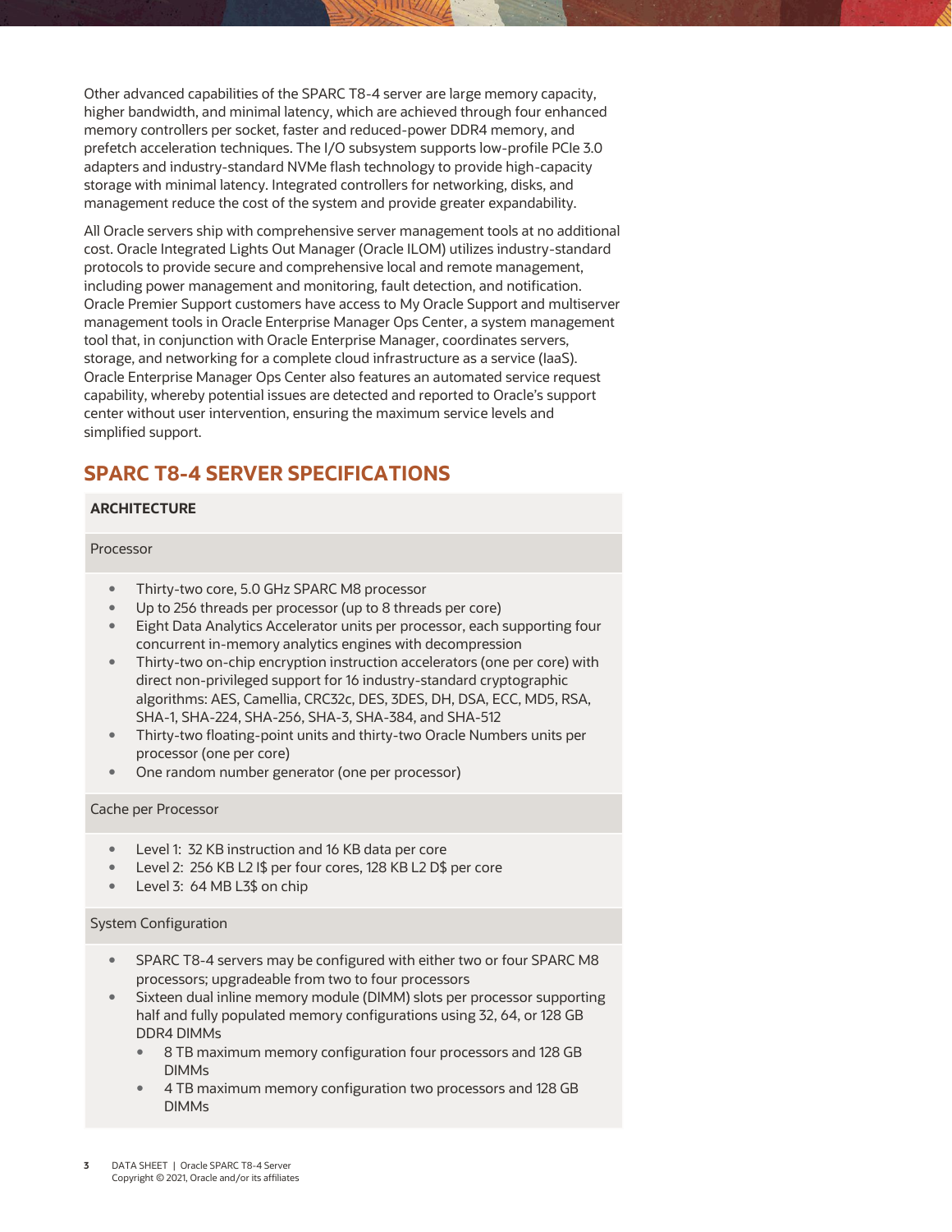Other advanced capabilities of the SPARC T8-4 server are large memory capacity, higher bandwidth, and minimal latency, which are achieved through four enhanced memory controllers per socket, faster and reduced-power DDR4 memory, and prefetch acceleration techniques. The I/O subsystem supports low-profile PCIe 3.0 adapters and industry-standard NVMe flash technology to provide high-capacity storage with minimal latency. Integrated controllers for networking, disks, and management reduce the cost of the system and provide greater expandability.

All Oracle servers ship with comprehensive server management tools at no additional cost. Oracle Integrated Lights Out Manager (Oracle ILOM) utilizes industry-standard protocols to provide secure and comprehensive local and remote management, including power management and monitoring, fault detection, and notification. Oracle Premier Support customers have access to My Oracle Support and multiserver management tools in Oracle Enterprise Manager Ops Center, a system management tool that, in conjunction with Oracle Enterprise Manager, coordinates servers, storage, and networking for a complete cloud infrastructure as a service (IaaS). Oracle Enterprise Manager Ops Center also features an automated service request capability, whereby potential issues are detected and reported to Oracle's support center without user intervention, ensuring the maximum service levels and simplified support.

## SPARC T8-4 SERVER SPECIFICATIONS

**ARCHITECTURE**

**Processor**

- Thirty-two core, 5.0 GHz SPARC M8 processor
- Up to 256 threads per processor (up to 8 threads per core)
- Eight Data Analytics Accelerator units per processor, each supporting four concurrent in-memory analytics engines with decompression
- Thirty-two on-chip encryption instruction accelerators (one per core) with direct non-privileged support for 16 industry-standard cryptographic algorithms: AES, Camellia, CRC32c, DES, 3DES, DH, DSA, ECC, MD5, RSA, SHA-1, SHA-224, SHA-256, SHA-3, SHA-384, and SHA-512
- Thirty-two floating-point units and thirty-two Oracle Numbers units per processor (one per core)
- One random number generator (one per processor)

**Cache per Processor**

- Level 1: 32 KB instruction and 16 KB data per core
- Level 2: 256 KB L2 I$ per four cores, 128 KB L2 D$ per core
- Level 3: 64 MB L3$ on chip

**System Configuration**

- SPARC T8-4 servers may be configured with either two or four SPARC M8 processors; upgradeable from two to four processors
- Sixteen dual inline memory module (DIMM) slots per processor supporting half and fully populated memory configurations using 32, 64, or 128 GB DDR4 DIMMs
  - 8 TB maximum memory configuration four processors and 128 GB DIMMs
  - 4 TB maximum memory configuration two processors and 128 GB DIMMs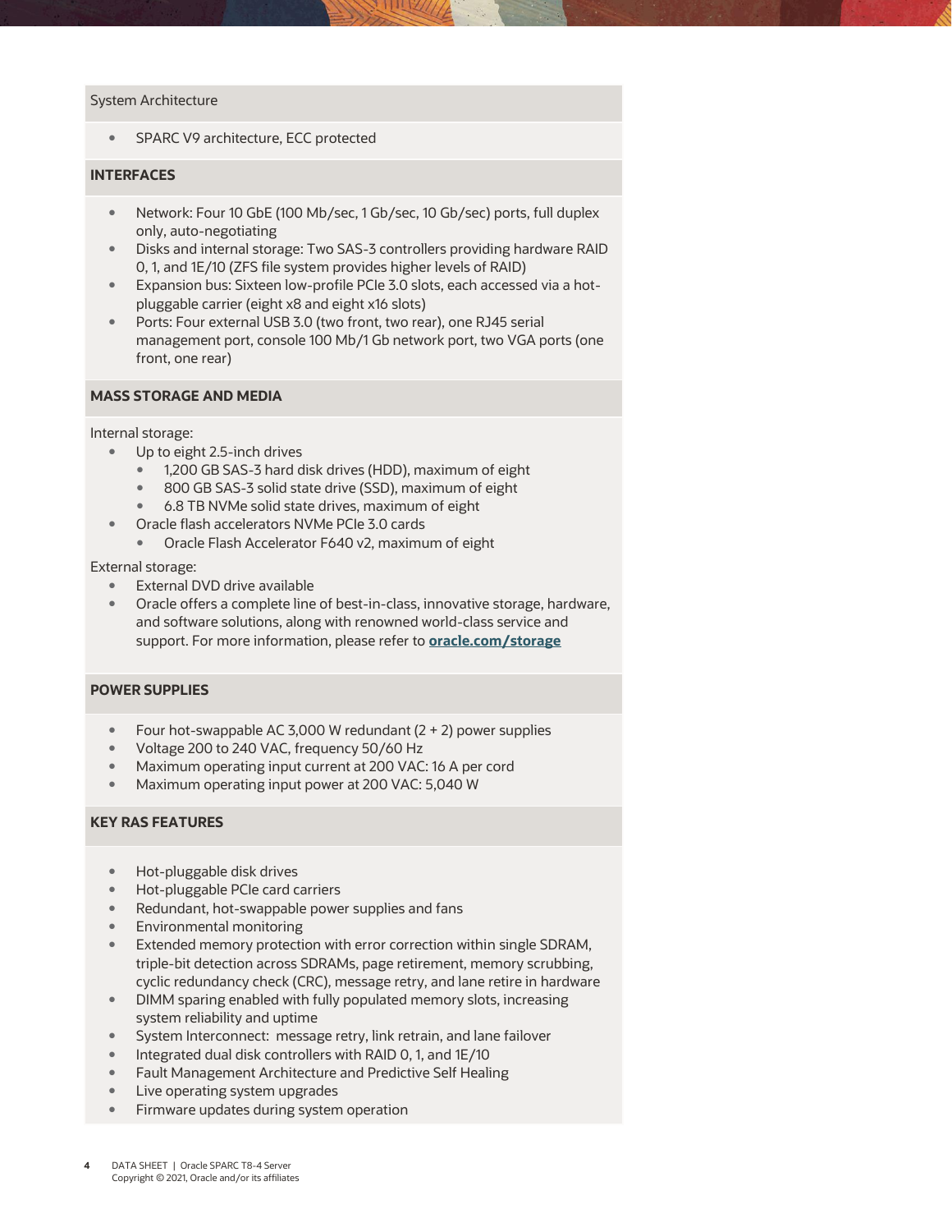System Architecture

- SPARC V9 architecture, ECC protected

## INTERFACES

- Network: Four 10 GbE (100 Mb/sec, 1 Gb/sec, 10 Gb/sec) ports, full duplex only, auto-negotiating
- Disks and internal storage: Two SAS-3 controllers providing hardware RAID 0, 1, and 1E/10 (ZFS file system provides higher levels of RAID)
- Expansion bus: Sixteen low-profile PCIe 3.0 slots, each accessed via a hot-pluggable carrier (eight x8 and eight x16 slots)
- Ports: Four external USB 3.0 (two front, two rear), one RJ45 serial management port, console 100 Mb/1 Gb network port, two VGA ports (one front, one rear)

## MASS STORAGE AND MEDIA

Internal storage:

- Up to eight 2.5-inch drives
  - 1,200 GB SAS-3 hard disk drives (HDD), maximum of eight
  - 800 GB SAS-3 solid state drive (SSD), maximum of eight
  - 6.8 TB NVMe solid state drives, maximum of eight
- Oracle flash accelerators NVMe PCIe 3.0 cards
  - Oracle Flash Accelerator F640 v2, maximum of eight

External storage:

- External DVD drive available
- Oracle offers a complete line of best-in-class, innovative storage, hardware, and software solutions, along with renowned world-class service and support. For more information, please refer to **oracle.com/storage**

## POWER SUPPLIES

- Four hot-swappable AC 3,000 W redundant (2 + 2) power supplies
- Voltage 200 to 240 VAC, frequency 50/60 Hz
- Maximum operating input current at 200 VAC: 16 A per cord
- Maximum operating input power at 200 VAC: 5,040 W

## KEY RAS FEATURES

- Hot-pluggable disk drives
- Hot-pluggable PCIe card carriers
- Redundant, hot-swappable power supplies and fans
- Environmental monitoring
- Extended memory protection with error correction within single SDRAM, triple-bit detection across SDRAMs, page retirement, memory scrubbing, cyclic redundancy check (CRC), message retry, and lane retire in hardware
- DIMM sparing enabled with fully populated memory slots, increasing system reliability and uptime
- System Interconnect: message retry, link retrain, and lane failover
- Integrated dual disk controllers with RAID 0, 1, and 1E/10
- Fault Management Architecture and Predictive Self Healing
- Live operating system upgrades
- Firmware updates during system operation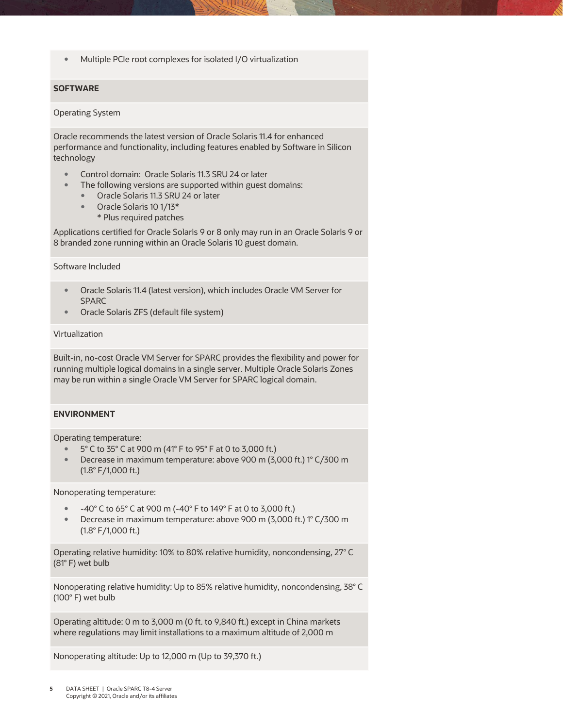- Multiple PCIe root complexes for isolated I/O virtualization

**SOFTWARE**

Operating System

Oracle recommends the latest version of Oracle Solaris 11.4 for enhanced performance and functionality, including features enabled by Software in Silicon technology

- Control domain: Oracle Solaris 11.3 SRU 24 or later
- The following versions are supported within guest domains:
  - Oracle Solaris 11.3 SRU 24 or later
  - Oracle Solaris 10 1/13*
    
    * Plus required patches

Applications certified for Oracle Solaris 9 or 8 only may run in an Oracle Solaris 9 or 8 branded zone running within an Oracle Solaris 10 guest domain.

Software Included

- Oracle Solaris 11.4 (latest version), which includes Oracle VM Server for SPARC
- Oracle Solaris ZFS (default file system)

Virtualization

Built-in, no-cost Oracle VM Server for SPARC provides the flexibility and power for running multiple logical domains in a single server. Multiple Oracle Solaris Zones may be run within a single Oracle VM Server for SPARC logical domain.

**ENVIRONMENT**

Operating temperature:

- 5° C to 35° C at 900 m (41° F to 95° F at 0 to 3,000 ft.)
- Decrease in maximum temperature: above 900 m (3,000 ft.) 1° C/300 m (1.8° F/1,000 ft.)

Nonoperating temperature:

- -40° C to 65° C at 900 m (-40° F to 149° F at 0 to 3,000 ft.)
- Decrease in maximum temperature: above 900 m (3,000 ft.) 1° C/300 m (1.8° F/1,000 ft.)

Operating relative humidity: 10% to 80% relative humidity, noncondensing, 27° C (81° F) wet bulb

Nonoperating relative humidity: Up to 85% relative humidity, noncondensing, 38° C (100° F) wet bulb

Operating altitude: 0 m to 3,000 m (0 ft. to 9,840 ft.) except in China markets where regulations may limit installations to a maximum altitude of 2,000 m

Nonoperating altitude: Up to 12,000 m (Up to 39,370 ft.)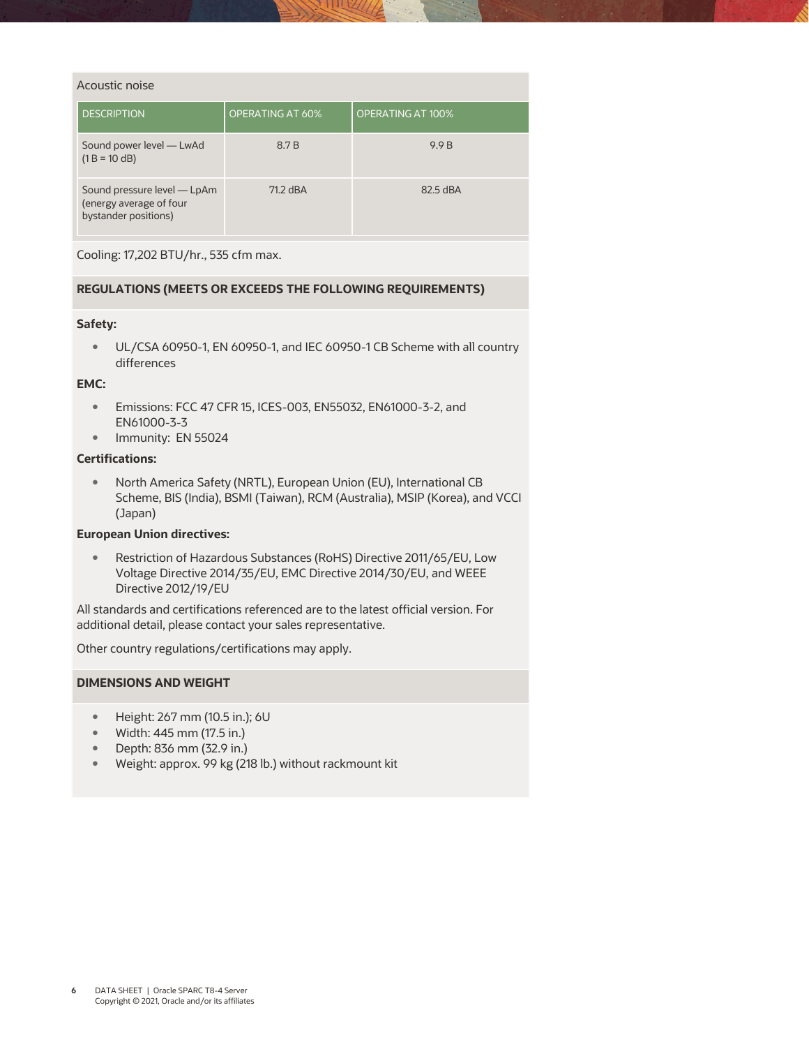Acoustic noise

| DESCRIPTION | OPERATING AT 60% | OPERATING AT 100% |
| --- | --- | --- |
| Sound power level — LwAd (1 B = 10 dB) | 8.7 B | 9.9 B |
| Sound pressure level — LpAm (energy average of four bystander positions) | 71.2 dBA | 82.5 dBA |

Cooling: 17,202 BTU/hr., 535 cfm max.

## REGULATIONS (MEETS OR EXCEEDS THE FOLLOWING REQUIREMENTS)

**Safety:**

- UL/CSA 60950-1, EN 60950-1, and IEC 60950-1 CB Scheme with all country differences

**EMC:**

- Emissions: FCC 47 CFR 15, ICES-003, EN55032, EN61000-3-2, and EN61000-3-3
- Immunity: EN 55024

**Certifications:**

- North America Safety (NRTL), European Union (EU), International CB Scheme, BIS (India), BSMI (Taiwan), RCM (Australia), MSIP (Korea), and VCCI (Japan)

**European Union directives:**

- Restriction of Hazardous Substances (RoHS) Directive 2011/65/EU, Low Voltage Directive 2014/35/EU, EMC Directive 2014/30/EU, and WEEE Directive 2012/19/EU

All standards and certifications referenced are to the latest official version. For additional detail, please contact your sales representative.

Other country regulations/certifications may apply.

## DIMENSIONS AND WEIGHT

- Height: 267 mm (10.5 in.); 6U
- Width: 445 mm (17.5 in.)
- Depth: 836 mm (32.9 in.)
- Weight: approx. 99 kg (218 lb.) without rackmount kit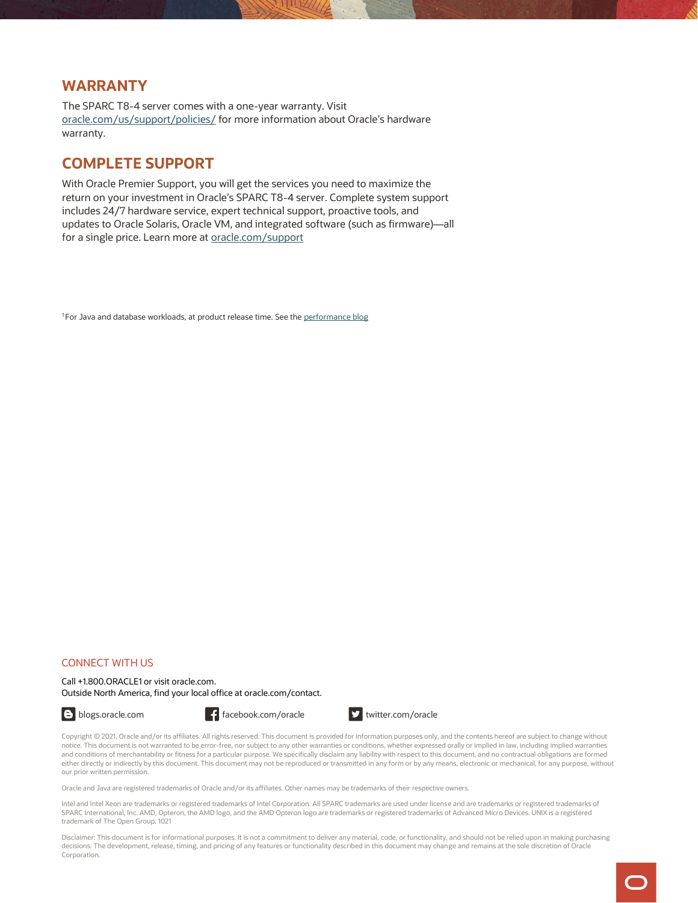## WARRANTY

The SPARC T8-4 server comes with a one-year warranty. Visit oracle.com/us/support/policies/ for more information about Oracle's hardware warranty.

## COMPLETE SUPPORT

With Oracle Premier Support, you will get the services you need to maximize the return on your investment in Oracle's SPARC T8-4 server. Complete system support includes 24/7 hardware service, expert technical support, proactive tools, and updates to Oracle Solaris, Oracle VM, and integrated software (such as firmware)—all for a single price. Learn more at oracle.com/support

[1] For Java and database workloads, at product release time. See the performance blog

CONNECT WITH US

Call +1.800.ORACLE1 or visit oracle.com.
Outside North America, find your local office at oracle.com/contact.

blogs.oracle.com    facebook.com/oracle    twitter.com/oracle

Copyright © 2021, Oracle and/or its affiliates. All rights reserved. This document is provided for information purposes only, and the contents hereof are subject to change without notice. This document is not warranted to be error-free, nor subject to any other warranties or conditions, whether expressed orally or implied in law, including implied warranties and conditions of merchantability or fitness for a particular purpose. We specifically disclaim any liability with respect to this document, and no contractual obligations are formed either directly or indirectly by this document. This document may not be reproduced or transmitted in any form or by any means, electronic or mechanical, for any purpose, without our prior written permission.

Oracle and Java are registered trademarks of Oracle and/or its affiliates. Other names may be trademarks of their respective owners.

Intel and Intel Xeon are trademarks or registered trademarks of Intel Corporation. All SPARC trademarks are used under license and are trademarks or registered trademarks of SPARC International, Inc. AMD, Opteron, the AMD logo, and the AMD Opteron logo are trademarks or registered trademarks of Advanced Micro Devices. UNIX is a registered trademark of The Open Group. 1021

Disclaimer: This document is for informational purposes. It is not a commitment to deliver any material, code, or functionality, and should not be relied upon in making purchasing decisions. The development, release, timing, and pricing of any features or functionality described in this document may change and remains at the sole discretion of Oracle Corporation.